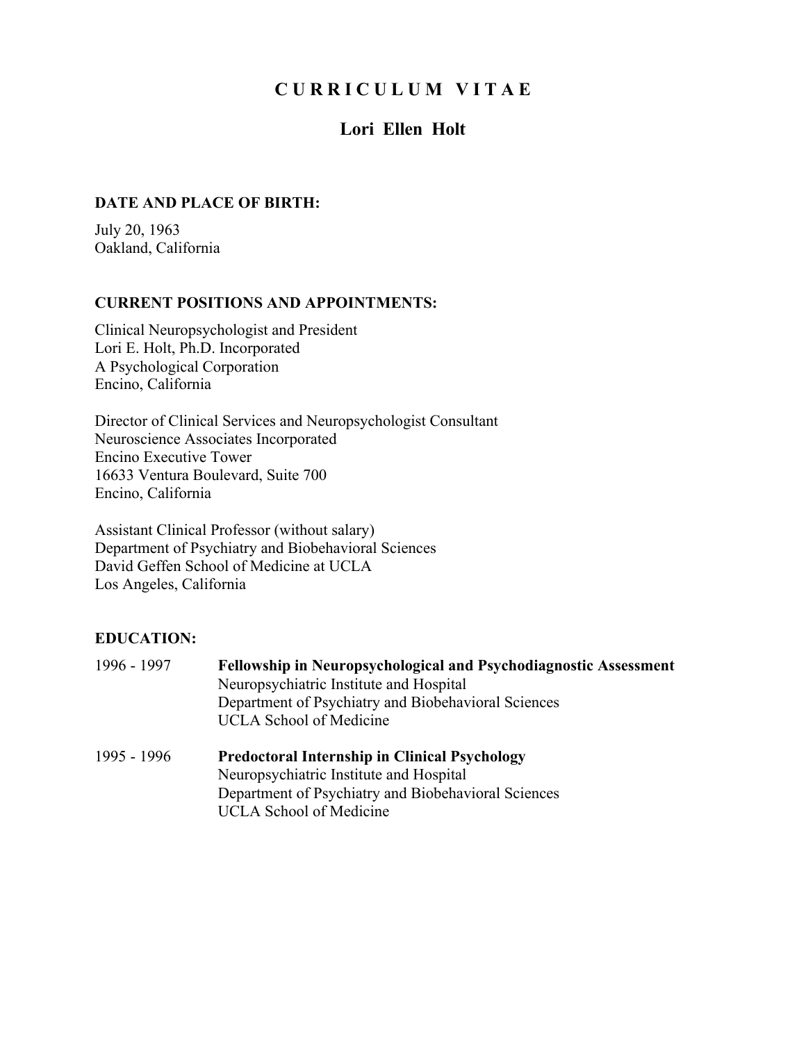# CURRICULUM VITAE

## Lori Ellen Holt

**DATE AND PLACE OF BIRTH:**

July 20, 1963
Oakland, California

**CURRENT POSITIONS AND APPOINTMENTS:**

Clinical Neuropsychologist and President
Lori E. Holt, Ph.D. Incorporated
A Psychological Corporation
Encino, California

Director of Clinical Services and Neuropsychologist Consultant
Neuroscience Associates Incorporated
Encino Executive Tower
16633 Ventura Boulevard, Suite 700
Encino, California

Assistant Clinical Professor (without salary)
Department of Psychiatry and Biobehavioral Sciences
David Geffen School of Medicine at UCLA
Los Angeles, California

**EDUCATION:**

1996 - 1997 **Fellowship in Neuropsychological and Psychodiagnostic Assessment**
Neuropsychiatric Institute and Hospital
Department of Psychiatry and Biobehavioral Sciences
UCLA School of Medicine

1995 - 1996 **Predoctoral Internship in Clinical Psychology**
Neuropsychiatric Institute and Hospital
Department of Psychiatry and Biobehavioral Sciences
UCLA School of Medicine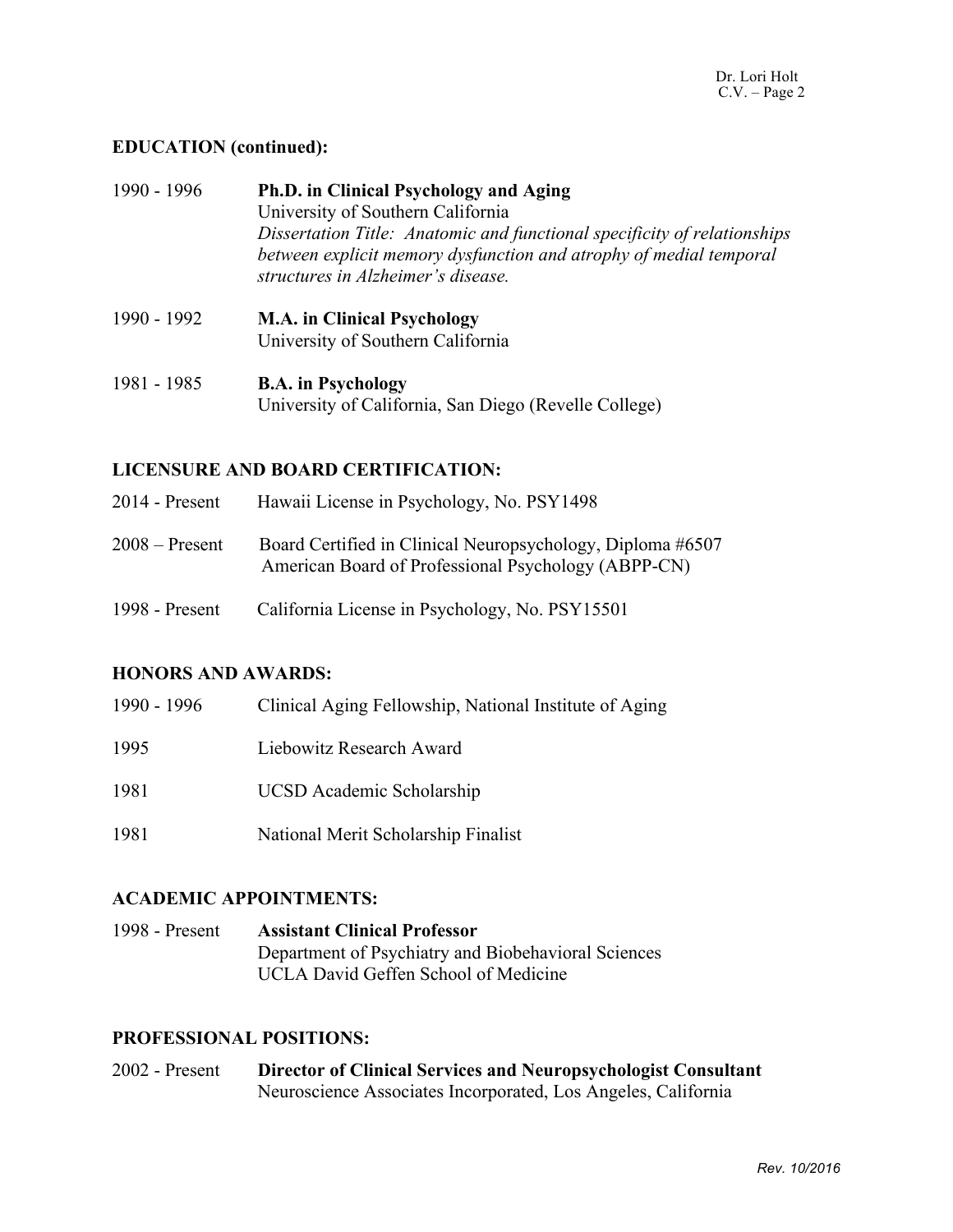## EDUCATION (continued):

1990 - 1996 **Ph.D. in Clinical Psychology and Aging**
University of Southern California
*Dissertation Title: Anatomic and functional specificity of relationships between explicit memory dysfunction and atrophy of medial temporal structures in Alzheimer's disease.*

1990 - 1992 **M.A. in Clinical Psychology**
University of Southern California

1981 - 1985 **B.A. in Psychology**
University of California, San Diego (Revelle College)

## LICENSURE AND BOARD CERTIFICATION:

2014 - Present Hawaii License in Psychology, No. PSY1498

2008 – Present Board Certified in Clinical Neuropsychology, Diploma #6507
American Board of Professional Psychology (ABPP-CN)

1998 - Present California License in Psychology, No. PSY15501

## HONORS AND AWARDS:

1990 - 1996 Clinical Aging Fellowship, National Institute of Aging

1995 Liebowitz Research Award

1981 UCSD Academic Scholarship

1981 National Merit Scholarship Finalist

## ACADEMIC APPOINTMENTS:

1998 - Present **Assistant Clinical Professor**
Department of Psychiatry and Biobehavioral Sciences
UCLA David Geffen School of Medicine

## PROFESSIONAL POSITIONS:

2002 - Present **Director of Clinical Services and Neuropsychologist Consultant**
Neuroscience Associates Incorporated, Los Angeles, California

*Rev. 10/2016*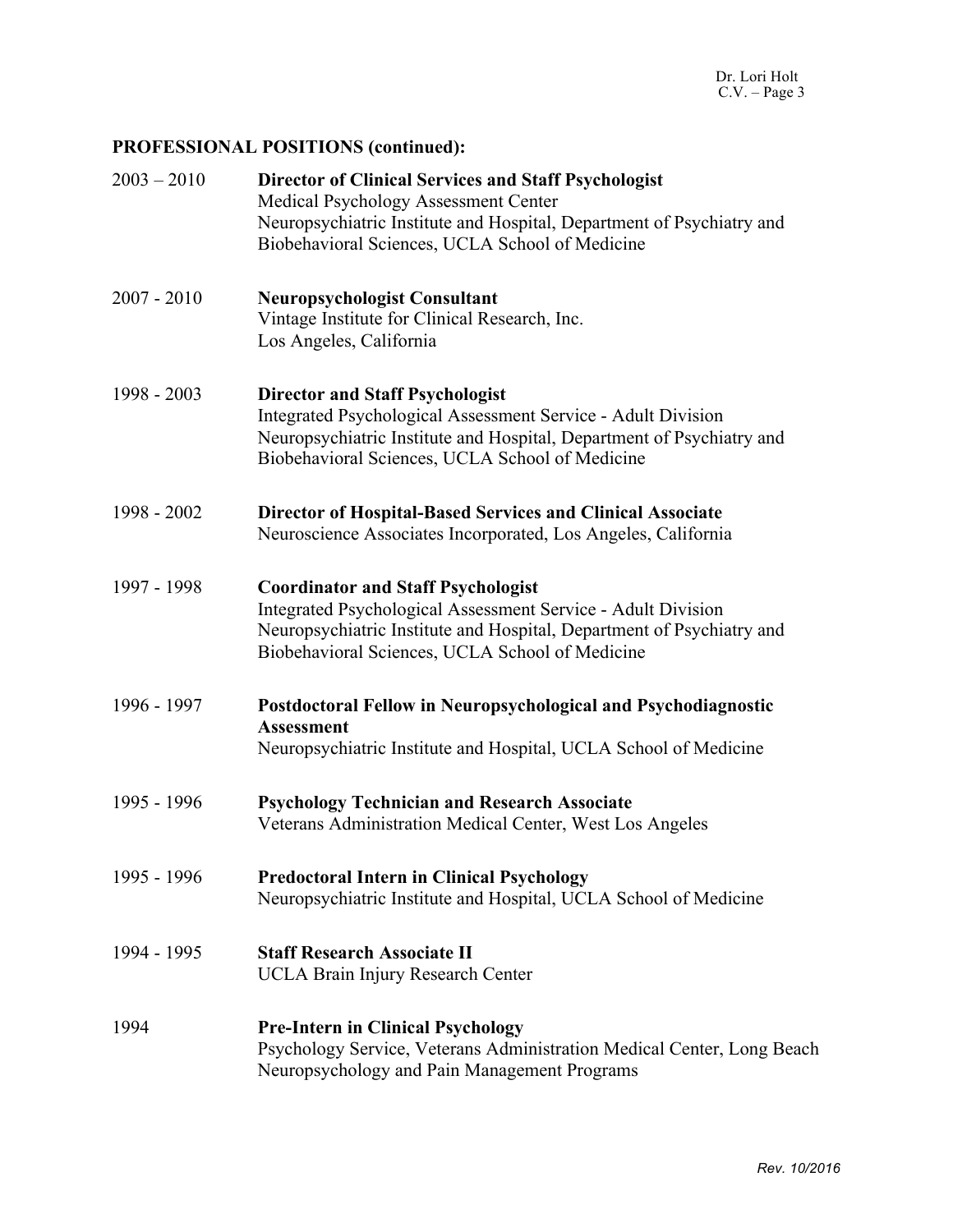**PROFESSIONAL POSITIONS (continued):**

2003 – 2010 **Director of Clinical Services and Staff Psychologist**
Medical Psychology Assessment Center
Neuropsychiatric Institute and Hospital, Department of Psychiatry and Biobehavioral Sciences, UCLA School of Medicine

2007 - 2010 **Neuropsychologist Consultant**
Vintage Institute for Clinical Research, Inc.
Los Angeles, California

1998 - 2003 **Director and Staff Psychologist**
Integrated Psychological Assessment Service - Adult Division
Neuropsychiatric Institute and Hospital, Department of Psychiatry and Biobehavioral Sciences, UCLA School of Medicine

1998 - 2002 **Director of Hospital-Based Services and Clinical Associate**
Neuroscience Associates Incorporated, Los Angeles, California

1997 - 1998 **Coordinator and Staff Psychologist**
Integrated Psychological Assessment Service - Adult Division
Neuropsychiatric Institute and Hospital, Department of Psychiatry and Biobehavioral Sciences, UCLA School of Medicine

1996 - 1997 **Postdoctoral Fellow in Neuropsychological and Psychodiagnostic Assessment**
Neuropsychiatric Institute and Hospital, UCLA School of Medicine

1995 - 1996 **Psychology Technician and Research Associate**
Veterans Administration Medical Center, West Los Angeles

1995 - 1996 **Predoctoral Intern in Clinical Psychology**
Neuropsychiatric Institute and Hospital, UCLA School of Medicine

1994 - 1995 **Staff Research Associate II**
UCLA Brain Injury Research Center

1994 **Pre-Intern in Clinical Psychology**
Psychology Service, Veterans Administration Medical Center, Long Beach
Neuropsychology and Pain Management Programs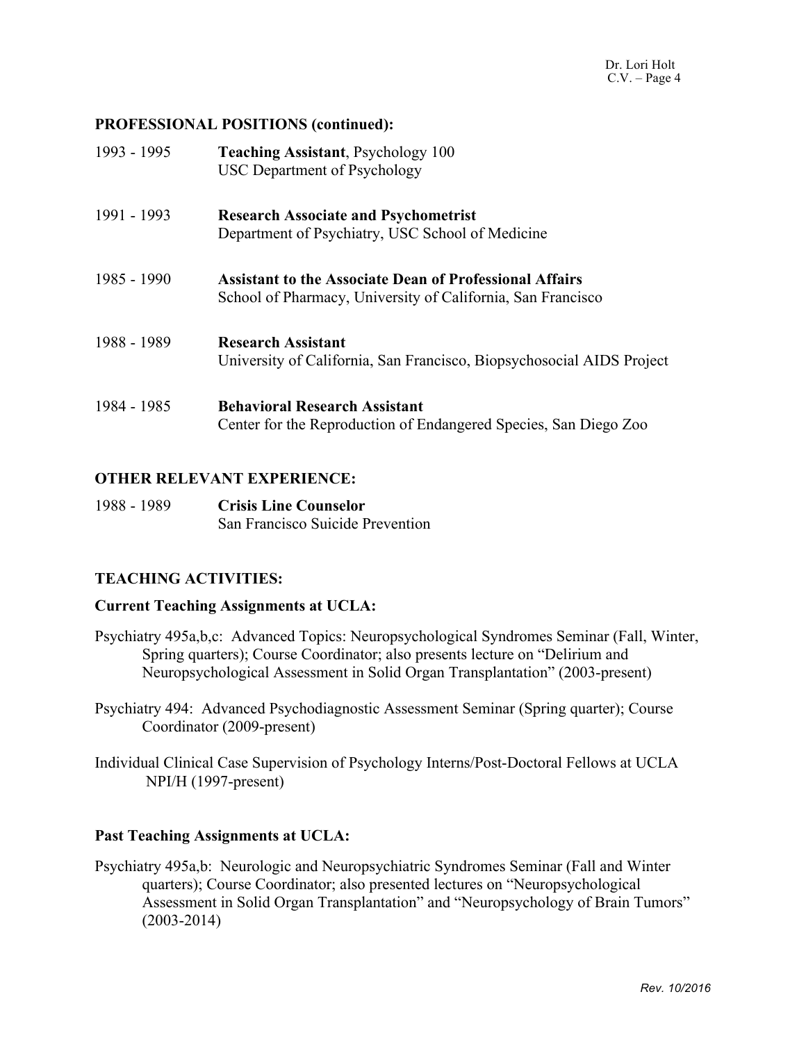## PROFESSIONAL POSITIONS (continued):

1993 - 1995 **Teaching Assistant**, Psychology 100
USC Department of Psychology

1991 - 1993 **Research Associate and Psychometrist**
Department of Psychiatry, USC School of Medicine

1985 - 1990 **Assistant to the Associate Dean of Professional Affairs**
School of Pharmacy, University of California, San Francisco

1988 - 1989 **Research Assistant**
University of California, San Francisco, Biopsychosocial AIDS Project

1984 - 1985 **Behavioral Research Assistant**
Center for the Reproduction of Endangered Species, San Diego Zoo

## OTHER RELEVANT EXPERIENCE:

1988 - 1989 **Crisis Line Counselor**
San Francisco Suicide Prevention

## TEACHING ACTIVITIES:

### Current Teaching Assignments at UCLA:

Psychiatry 495a,b,c: Advanced Topics: Neuropsychological Syndromes Seminar (Fall, Winter, Spring quarters); Course Coordinator; also presents lecture on "Delirium and Neuropsychological Assessment in Solid Organ Transplantation" (2003-present)

Psychiatry 494: Advanced Psychodiagnostic Assessment Seminar (Spring quarter); Course Coordinator (2009-present)

Individual Clinical Case Supervision of Psychology Interns/Post-Doctoral Fellows at UCLA NPI/H (1997-present)

### Past Teaching Assignments at UCLA:

Psychiatry 495a,b: Neurologic and Neuropsychiatric Syndromes Seminar (Fall and Winter quarters); Course Coordinator; also presented lectures on "Neuropsychological Assessment in Solid Organ Transplantation" and "Neuropsychology of Brain Tumors" (2003-2014)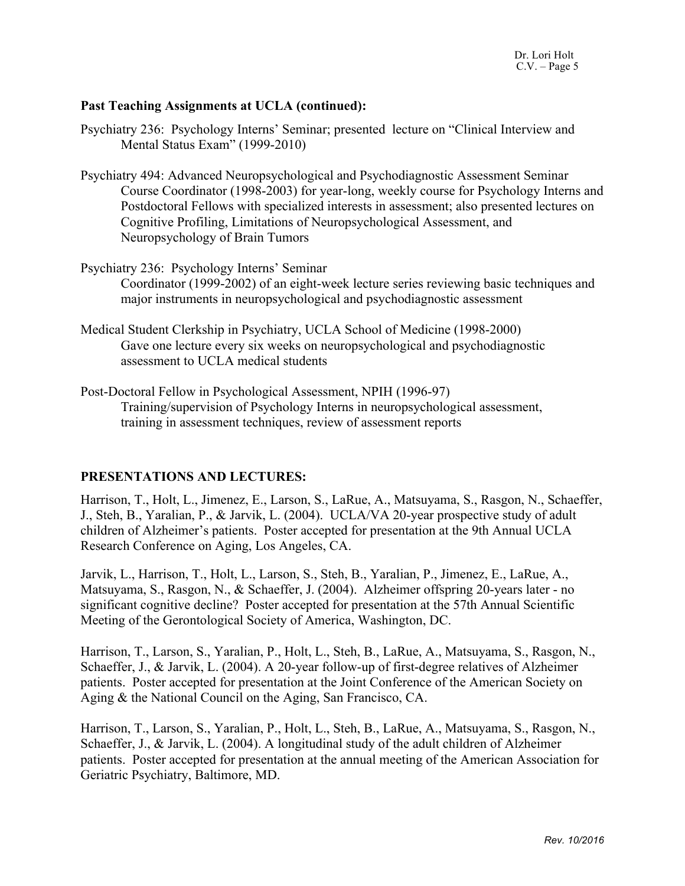**Past Teaching Assignments at UCLA (continued):**

Psychiatry 236: Psychology Interns' Seminar; presented lecture on "Clinical Interview and Mental Status Exam" (1999-2010)

Psychiatry 494: Advanced Neuropsychological and Psychodiagnostic Assessment Seminar
Course Coordinator (1998-2003) for year-long, weekly course for Psychology Interns and Postdoctoral Fellows with specialized interests in assessment; also presented lectures on Cognitive Profiling, Limitations of Neuropsychological Assessment, and Neuropsychology of Brain Tumors

Psychiatry 236: Psychology Interns' Seminar
Coordinator (1999-2002) of an eight-week lecture series reviewing basic techniques and major instruments in neuropsychological and psychodiagnostic assessment

Medical Student Clerkship in Psychiatry, UCLA School of Medicine (1998-2000)
Gave one lecture every six weeks on neuropsychological and psychodiagnostic assessment to UCLA medical students

Post-Doctoral Fellow in Psychological Assessment, NPIH (1996-97)
Training/supervision of Psychology Interns in neuropsychological assessment, training in assessment techniques, review of assessment reports

**PRESENTATIONS AND LECTURES:**

Harrison, T., Holt, L., Jimenez, E., Larson, S., LaRue, A., Matsuyama, S., Rasgon, N., Schaeffer, J., Steh, B., Yaralian, P., & Jarvik, L. (2004). UCLA/VA 20-year prospective study of adult children of Alzheimer's patients. Poster accepted for presentation at the 9th Annual UCLA Research Conference on Aging, Los Angeles, CA.

Jarvik, L., Harrison, T., Holt, L., Larson, S., Steh, B., Yaralian, P., Jimenez, E., LaRue, A., Matsuyama, S., Rasgon, N., & Schaeffer, J. (2004). Alzheimer offspring 20-years later - no significant cognitive decline? Poster accepted for presentation at the 57th Annual Scientific Meeting of the Gerontological Society of America, Washington, DC.

Harrison, T., Larson, S., Yaralian, P., Holt, L., Steh, B., LaRue, A., Matsuyama, S., Rasgon, N., Schaeffer, J., & Jarvik, L. (2004). A 20-year follow-up of first-degree relatives of Alzheimer patients. Poster accepted for presentation at the Joint Conference of the American Society on Aging & the National Council on the Aging, San Francisco, CA.

Harrison, T., Larson, S., Yaralian, P., Holt, L., Steh, B., LaRue, A., Matsuyama, S., Rasgon, N., Schaeffer, J., & Jarvik, L. (2004). A longitudinal study of the adult children of Alzheimer patients. Poster accepted for presentation at the annual meeting of the American Association for Geriatric Psychiatry, Baltimore, MD.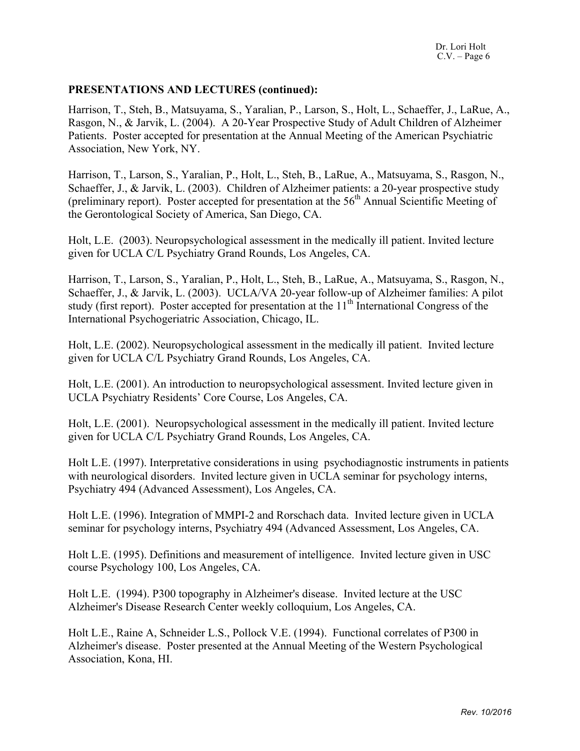**PRESENTATIONS AND LECTURES (continued):**

Harrison, T., Steh, B., Matsuyama, S., Yaralian, P., Larson, S., Holt, L., Schaeffer, J., LaRue, A., Rasgon, N., & Jarvik, L. (2004). A 20-Year Prospective Study of Adult Children of Alzheimer Patients. Poster accepted for presentation at the Annual Meeting of the American Psychiatric Association, New York, NY.

Harrison, T., Larson, S., Yaralian, P., Holt, L., Steh, B., LaRue, A., Matsuyama, S., Rasgon, N., Schaeffer, J., & Jarvik, L. (2003). Children of Alzheimer patients: a 20-year prospective study (preliminary report). Poster accepted for presentation at the 56th Annual Scientific Meeting of the Gerontological Society of America, San Diego, CA.

Holt, L.E. (2003). Neuropsychological assessment in the medically ill patient. Invited lecture given for UCLA C/L Psychiatry Grand Rounds, Los Angeles, CA.

Harrison, T., Larson, S., Yaralian, P., Holt, L., Steh, B., LaRue, A., Matsuyama, S., Rasgon, N., Schaeffer, J., & Jarvik, L. (2003). UCLA/VA 20-year follow-up of Alzheimer families: A pilot study (first report). Poster accepted for presentation at the 11th International Congress of the International Psychogeriatric Association, Chicago, IL.

Holt, L.E. (2002). Neuropsychological assessment in the medically ill patient. Invited lecture given for UCLA C/L Psychiatry Grand Rounds, Los Angeles, CA.

Holt, L.E. (2001). An introduction to neuropsychological assessment. Invited lecture given in UCLA Psychiatry Residents' Core Course, Los Angeles, CA.

Holt, L.E. (2001). Neuropsychological assessment in the medically ill patient. Invited lecture given for UCLA C/L Psychiatry Grand Rounds, Los Angeles, CA.

Holt L.E. (1997). Interpretative considerations in using psychodiagnostic instruments in patients with neurological disorders. Invited lecture given in UCLA seminar for psychology interns, Psychiatry 494 (Advanced Assessment), Los Angeles, CA.

Holt L.E. (1996). Integration of MMPI-2 and Rorschach data. Invited lecture given in UCLA seminar for psychology interns, Psychiatry 494 (Advanced Assessment, Los Angeles, CA.

Holt L.E. (1995). Definitions and measurement of intelligence. Invited lecture given in USC course Psychology 100, Los Angeles, CA.

Holt L.E. (1994). P300 topography in Alzheimer's disease. Invited lecture at the USC Alzheimer's Disease Research Center weekly colloquium, Los Angeles, CA.

Holt L.E., Raine A, Schneider L.S., Pollock V.E. (1994). Functional correlates of P300 in Alzheimer's disease. Poster presented at the Annual Meeting of the Western Psychological Association, Kona, HI.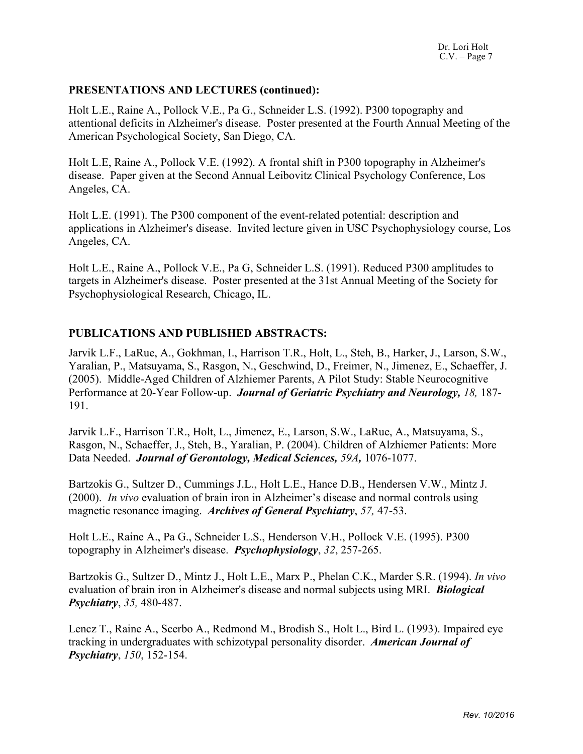## PRESENTATIONS AND LECTURES (continued):

Holt L.E., Raine A., Pollock V.E., Pa G., Schneider L.S. (1992). P300 topography and attentional deficits in Alzheimer's disease. Poster presented at the Fourth Annual Meeting of the American Psychological Society, San Diego, CA.

Holt L.E, Raine A., Pollock V.E. (1992). A frontal shift in P300 topography in Alzheimer's disease. Paper given at the Second Annual Leibovitz Clinical Psychology Conference, Los Angeles, CA.

Holt L.E. (1991). The P300 component of the event-related potential: description and applications in Alzheimer's disease. Invited lecture given in USC Psychophysiology course, Los Angeles, CA.

Holt L.E., Raine A., Pollock V.E., Pa G, Schneider L.S. (1991). Reduced P300 amplitudes to targets in Alzheimer's disease. Poster presented at the 31st Annual Meeting of the Society for Psychophysiological Research, Chicago, IL.

## PUBLICATIONS AND PUBLISHED ABSTRACTS:

Jarvik L.F., LaRue, A., Gokhman, I., Harrison T.R., Holt, L., Steh, B., Harker, J., Larson, S.W., Yaralian, P., Matsuyama, S., Rasgon, N., Geschwind, D., Freimer, N., Jimenez, E., Schaeffer, J. (2005). Middle-Aged Children of Alzhiemer Parents, A Pilot Study: Stable Neurocognitive Performance at 20-Year Follow-up. ***Journal of Geriatric Psychiatry and Neurology,*** *18,* 187-191.

Jarvik L.F., Harrison T.R., Holt, L., Jimenez, E., Larson, S.W., LaRue, A., Matsuyama, S., Rasgon, N., Schaeffer, J., Steh, B., Yaralian, P. (2004). Children of Alzhiemer Patients: More Data Needed. ***Journal of Gerontology, Medical Sciences,*** *59A***,** 1076-1077.

Bartzokis G., Sultzer D., Cummings J.L., Holt L.E., Hance D.B., Hendersen V.W., Mintz J. (2000). *In vivo* evaluation of brain iron in Alzheimer's disease and normal controls using magnetic resonance imaging. ***Archives of General Psychiatry***, *57,* 47-53.

Holt L.E., Raine A., Pa G., Schneider L.S., Henderson V.H., Pollock V.E. (1995). P300 topography in Alzheimer's disease. ***Psychophysiology***, *32*, 257-265.

Bartzokis G., Sultzer D., Mintz J., Holt L.E., Marx P., Phelan C.K., Marder S.R. (1994). *In vivo* evaluation of brain iron in Alzheimer's disease and normal subjects using MRI. ***Biological Psychiatry***, *35,* 480-487.

Lencz T., Raine A., Scerbo A., Redmond M., Brodish S., Holt L., Bird L. (1993). Impaired eye tracking in undergraduates with schizotypal personality disorder. ***American Journal of Psychiatry***, *150*, 152-154.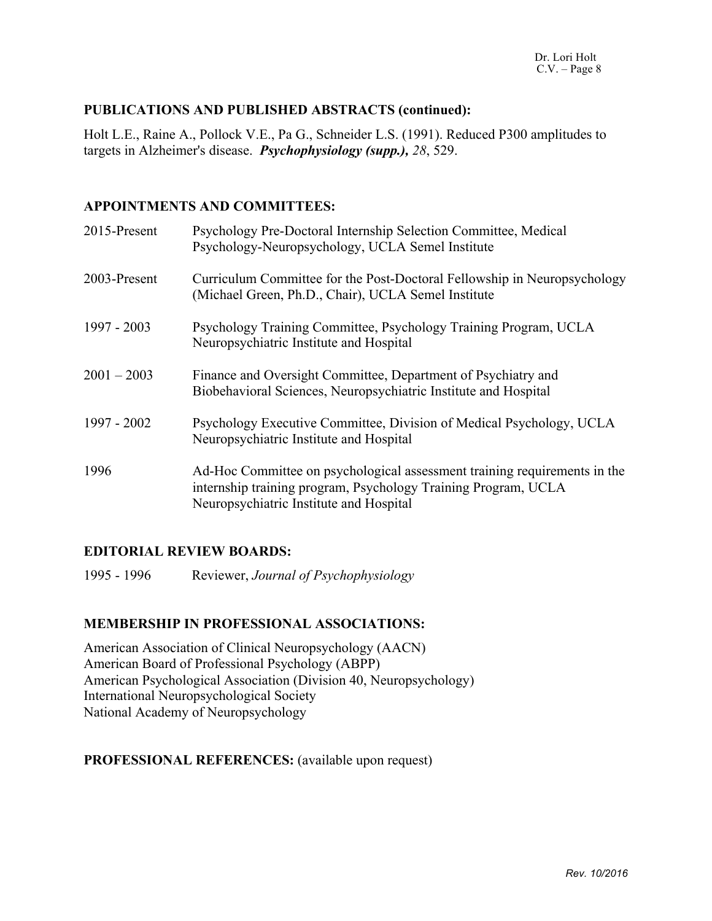## PUBLICATIONS AND PUBLISHED ABSTRACTS (continued):

Holt L.E., Raine A., Pollock V.E., Pa G., Schneider L.S. (1991). Reduced P300 amplitudes to targets in Alzheimer's disease. ***Psychophysiology (supp.),*** *28*, 529.

## APPOINTMENTS AND COMMITTEES:

| | |
|---|---|
| 2015-Present | Psychology Pre-Doctoral Internship Selection Committee, Medical Psychology-Neuropsychology, UCLA Semel Institute |
| 2003-Present | Curriculum Committee for the Post-Doctoral Fellowship in Neuropsychology (Michael Green, Ph.D., Chair), UCLA Semel Institute |
| 1997 - 2003 | Psychology Training Committee, Psychology Training Program, UCLA Neuropsychiatric Institute and Hospital |
| 2001 – 2003 | Finance and Oversight Committee, Department of Psychiatry and Biobehavioral Sciences, Neuropsychiatric Institute and Hospital |
| 1997 - 2002 | Psychology Executive Committee, Division of Medical Psychology, UCLA Neuropsychiatric Institute and Hospital |
| 1996 | Ad-Hoc Committee on psychological assessment training requirements in the internship training program, Psychology Training Program, UCLA Neuropsychiatric Institute and Hospital |

## EDITORIAL REVIEW BOARDS:

1995 - 1996 Reviewer, *Journal of Psychophysiology*

## MEMBERSHIP IN PROFESSIONAL ASSOCIATIONS:

American Association of Clinical Neuropsychology (AACN)
American Board of Professional Psychology (ABPP)
American Psychological Association (Division 40, Neuropsychology)
International Neuropsychological Society
National Academy of Neuropsychology

**PROFESSIONAL REFERENCES:** (available upon request)

*Rev. 10/2016*